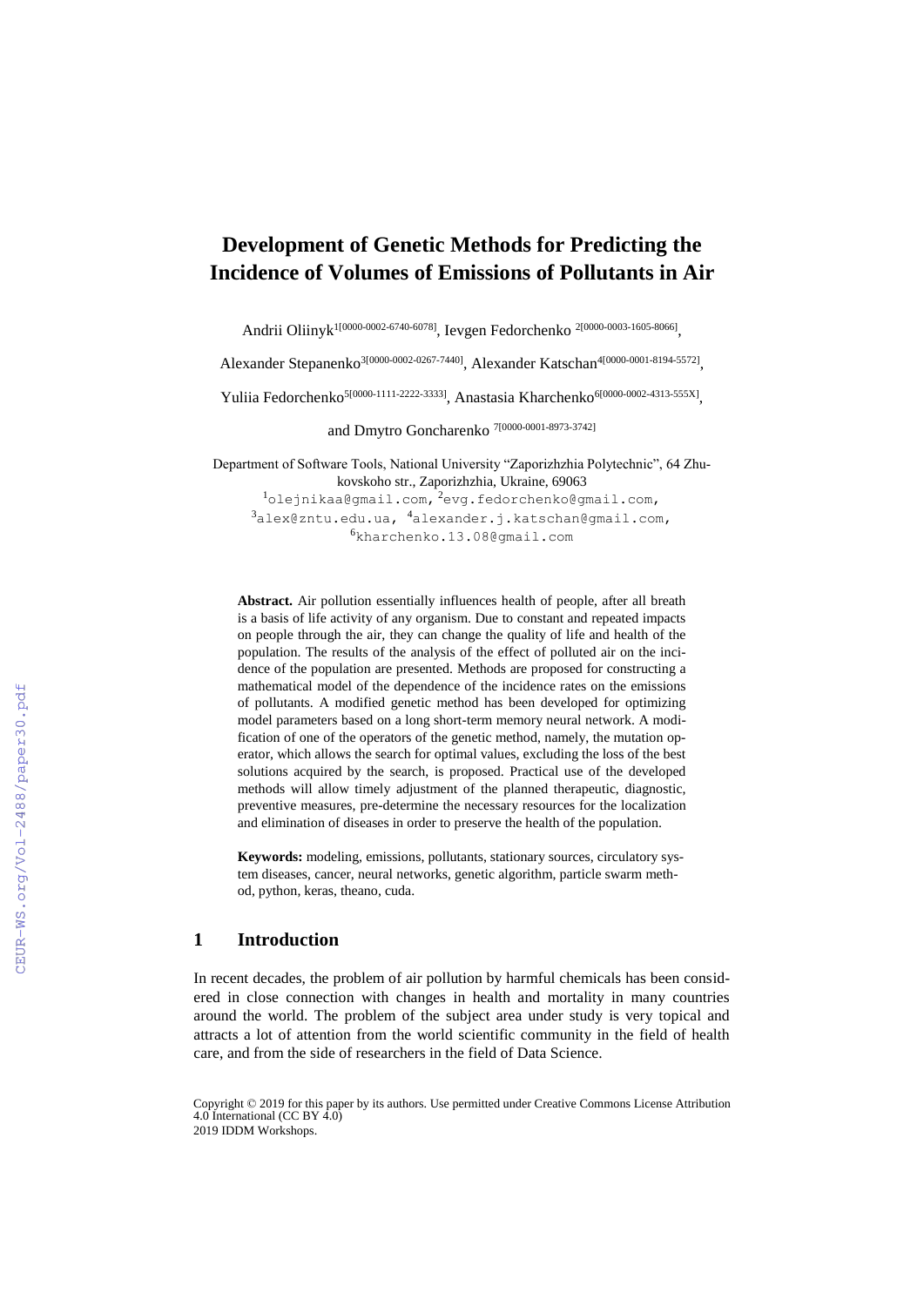# Development of Genetic Methods for Predicting the Incidence of Volumes of Emissions of Pollutants in Air

Andrii Oliinyk[1[0000-0002-6740-6078]], Ievgen Fedorchenko [2[0000-0003-1605-8066]],

Alexander Stepanenko[3[0000-0002-0267-7440]], Alexander Katschan[4[0000-0001-8194-5572]],

Yuliia Fedorchenko[5[0000-1111-2222-3333]], Anastasia Kharchenko[6[0000-0002-4313-555X]],

and Dmytro Goncharenko [7[0000-0001-8973-3742]]

Department of Software Tools, National University "Zaporizhzhia Polytechnic", 64 Zhukovskoho str., Zaporizhzhia, Ukraine, 69063

[1]olejnikaa@gmail.com, [2]evg.fedorchenko@gmail.com, [3]alex@zntu.edu.ua, [4]alexander.j.katschan@gmail.com, [6]kharchenko.13.08@gmail.com

**Abstract.** Air pollution essentially influences health of people, after all breath is a basis of life activity of any organism. Due to constant and repeated impacts on people through the air, they can change the quality of life and health of the population. The results of the analysis of the effect of polluted air on the incidence of the population are presented. Methods are proposed for constructing a mathematical model of the dependence of the incidence rates on the emissions of pollutants. A modified genetic method has been developed for optimizing model parameters based on a long short-term memory neural network. A modification of one of the operators of the genetic method, namely, the mutation operator, which allows the search for optimal values, excluding the loss of the best solutions acquired by the search, is proposed. Practical use of the developed methods will allow timely adjustment of the planned therapeutic, diagnostic, preventive measures, pre-determine the necessary resources for the localization and elimination of diseases in order to preserve the health of the population.

**Keywords:** modeling, emissions, pollutants, stationary sources, circulatory system diseases, cancer, neural networks, genetic algorithm, particle swarm method, python, keras, theano, cuda.

## 1 Introduction

In recent decades, the problem of air pollution by harmful chemicals has been considered in close connection with changes in health and mortality in many countries around the world. The problem of the subject area under study is very topical and attracts a lot of attention from the world scientific community in the field of health care, and from the side of researchers in the field of Data Science.

Copyright © 2019 for this paper by its authors. Use permitted under Creative Commons License Attribution 4.0 International (CC BY 4.0)
2019 IDDM Workshops.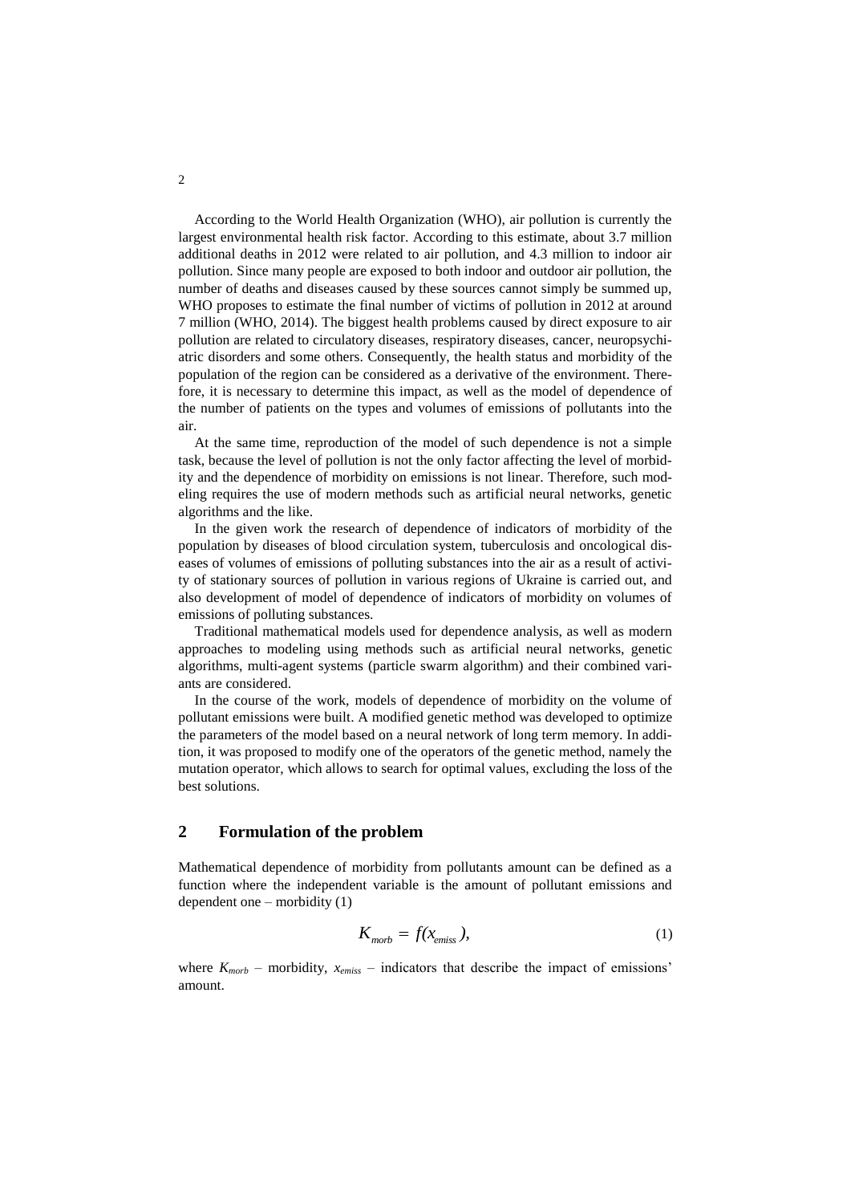According to the World Health Organization (WHO), air pollution is currently the largest environmental health risk factor. According to this estimate, about 3.7 million additional deaths in 2012 were related to air pollution, and 4.3 million to indoor air pollution. Since many people are exposed to both indoor and outdoor air pollution, the number of deaths and diseases caused by these sources cannot simply be summed up, WHO proposes to estimate the final number of victims of pollution in 2012 at around 7 million (WHO, 2014). The biggest health problems caused by direct exposure to air pollution are related to circulatory diseases, respiratory diseases, cancer, neuropsychiatric disorders and some others. Consequently, the health status and morbidity of the population of the region can be considered as a derivative of the environment. Therefore, it is necessary to determine this impact, as well as the model of dependence of the number of patients on the types and volumes of emissions of pollutants into the air.

At the same time, reproduction of the model of such dependence is not a simple task, because the level of pollution is not the only factor affecting the level of morbidity and the dependence of morbidity on emissions is not linear. Therefore, such modeling requires the use of modern methods such as artificial neural networks, genetic algorithms and the like.

In the given work the research of dependence of indicators of morbidity of the population by diseases of blood circulation system, tuberculosis and oncological diseases of volumes of emissions of polluting substances into the air as a result of activity of stationary sources of pollution in various regions of Ukraine is carried out, and also development of model of dependence of indicators of morbidity on volumes of emissions of polluting substances.

Traditional mathematical models used for dependence analysis, as well as modern approaches to modeling using methods such as artificial neural networks, genetic algorithms, multi-agent systems (particle swarm algorithm) and their combined variants are considered.

In the course of the work, models of dependence of morbidity on the volume of pollutant emissions were built. A modified genetic method was developed to optimize the parameters of the model based on a neural network of long term memory. In addition, it was proposed to modify one of the operators of the genetic method, namely the mutation operator, which allows to search for optimal values, excluding the loss of the best solutions.

## 2 Formulation of the problem

Mathematical dependence of morbidity from pollutants amount can be defined as a function where the independent variable is the amount of pollutant emissions and dependent one – morbidity (1)

$$K_{morb} = f(x_{emiss}), \tag{1}$$

where $K_{morb}$ – morbidity, $x_{emiss}$ – indicators that describe the impact of emissions' amount.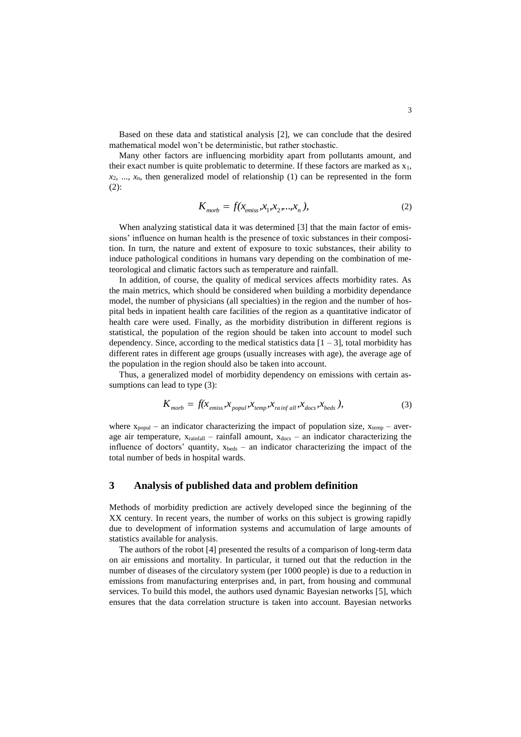Based on these data and statistical analysis [2], we can conclude that the desired mathematical model won't be deterministic, but rather stochastic.

Many other factors are influencing morbidity apart from pollutants amount, and their exact number is quite problematic to determine. If these factors are marked as $x_1$, $x_2$, ..., $x_n$, then generalized model of relationship (1) can be represented in the form (2):

$$K_{morb} = f(x_{emiss}, x_1, x_2, ..., x_n), \tag{2}$$

When analyzing statistical data it was determined [3] that the main factor of emissions' influence on human health is the presence of toxic substances in their composition. In turn, the nature and extent of exposure to toxic substances, their ability to induce pathological conditions in humans vary depending on the combination of meteorological and climatic factors such as temperature and rainfall.

In addition, of course, the quality of medical services affects morbidity rates. As the main metrics, which should be considered when building a morbidity dependance model, the number of physicians (all specialties) in the region and the number of hospital beds in inpatient health care facilities of the region as a quantitative indicator of health care were used. Finally, as the morbidity distribution in different regions is statistical, the population of the region should be taken into account to model such dependency. Since, according to the medical statistics data [1 – 3], total morbidity has different rates in different age groups (usually increases with age), the average age of the population in the region should also be taken into account.

Thus, a generalized model of morbidity dependency on emissions with certain assumptions can lead to type (3):

$$K_{morb} = f(x_{emiss}, x_{popul}, x_{temp}, x_{rainfall}, x_{docs}, x_{beds}), \tag{3}$$

where $x_{popul}$ – an indicator characterizing the impact of population size, $x_{temp}$ – average air temperature, $x_{rainfall}$ – rainfall amount, $x_{docs}$ – an indicator characterizing the influence of doctors' quantity, $x_{beds}$ – an indicator characterizing the impact of the total number of beds in hospital wards.

## 3 Analysis of published data and problem definition

Methods of morbidity prediction are actively developed since the beginning of the XX century. In recent years, the number of works on this subject is growing rapidly due to development of information systems and accumulation of large amounts of statistics available for analysis.

The authors of the robot [4] presented the results of a comparison of long-term data on air emissions and mortality. In particular, it turned out that the reduction in the number of diseases of the circulatory system (per 1000 people) is due to a reduction in emissions from manufacturing enterprises and, in part, from housing and communal services. To build this model, the authors used dynamic Bayesian networks [5], which ensures that the data correlation structure is taken into account. Bayesian networks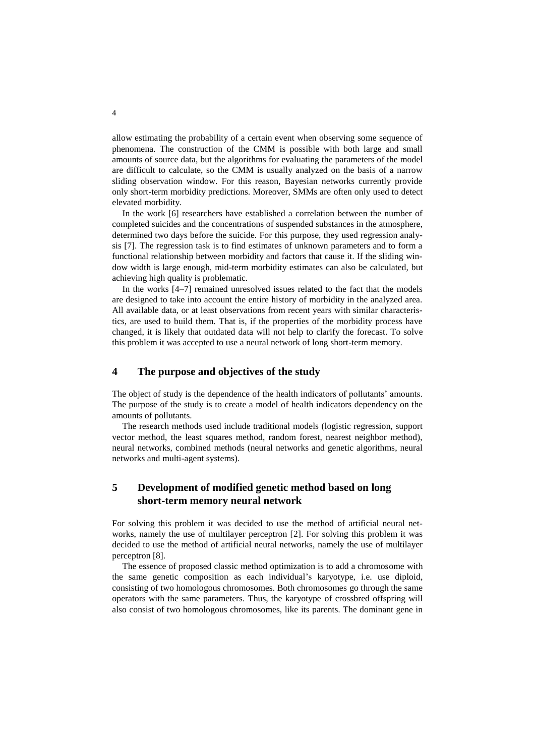allow estimating the probability of a certain event when observing some sequence of phenomena. The construction of the CMM is possible with both large and small amounts of source data, but the algorithms for evaluating the parameters of the model are difficult to calculate, so the CMM is usually analyzed on the basis of a narrow sliding observation window. For this reason, Bayesian networks currently provide only short-term morbidity predictions. Moreover, SMMs are often only used to detect elevated morbidity.

In the work [6] researchers have established a correlation between the number of completed suicides and the concentrations of suspended substances in the atmosphere, determined two days before the suicide. For this purpose, they used regression analysis [7]. The regression task is to find estimates of unknown parameters and to form a functional relationship between morbidity and factors that cause it. If the sliding window width is large enough, mid-term morbidity estimates can also be calculated, but achieving high quality is problematic.

In the works [4–7] remained unresolved issues related to the fact that the models are designed to take into account the entire history of morbidity in the analyzed area. All available data, or at least observations from recent years with similar characteristics, are used to build them. That is, if the properties of the morbidity process have changed, it is likely that outdated data will not help to clarify the forecast. To solve this problem it was accepted to use a neural network of long short-term memory.

## 4 The purpose and objectives of the study

The object of study is the dependence of the health indicators of pollutants' amounts. The purpose of the study is to create a model of health indicators dependency on the amounts of pollutants.

The research methods used include traditional models (logistic regression, support vector method, the least squares method, random forest, nearest neighbor method), neural networks, combined methods (neural networks and genetic algorithms, neural networks and multi-agent systems).

## 5 Development of modified genetic method based on long short-term memory neural network

For solving this problem it was decided to use the method of artificial neural networks, namely the use of multilayer perceptron [2]. For solving this problem it was decided to use the method of artificial neural networks, namely the use of multilayer perceptron [8].

The essence of proposed classic method optimization is to add a chromosome with the same genetic composition as each individual's karyotype, i.e. use diploid, consisting of two homologous chromosomes. Both chromosomes go through the same operators with the same parameters. Thus, the karyotype of crossbred offspring will also consist of two homologous chromosomes, like its parents. The dominant gene in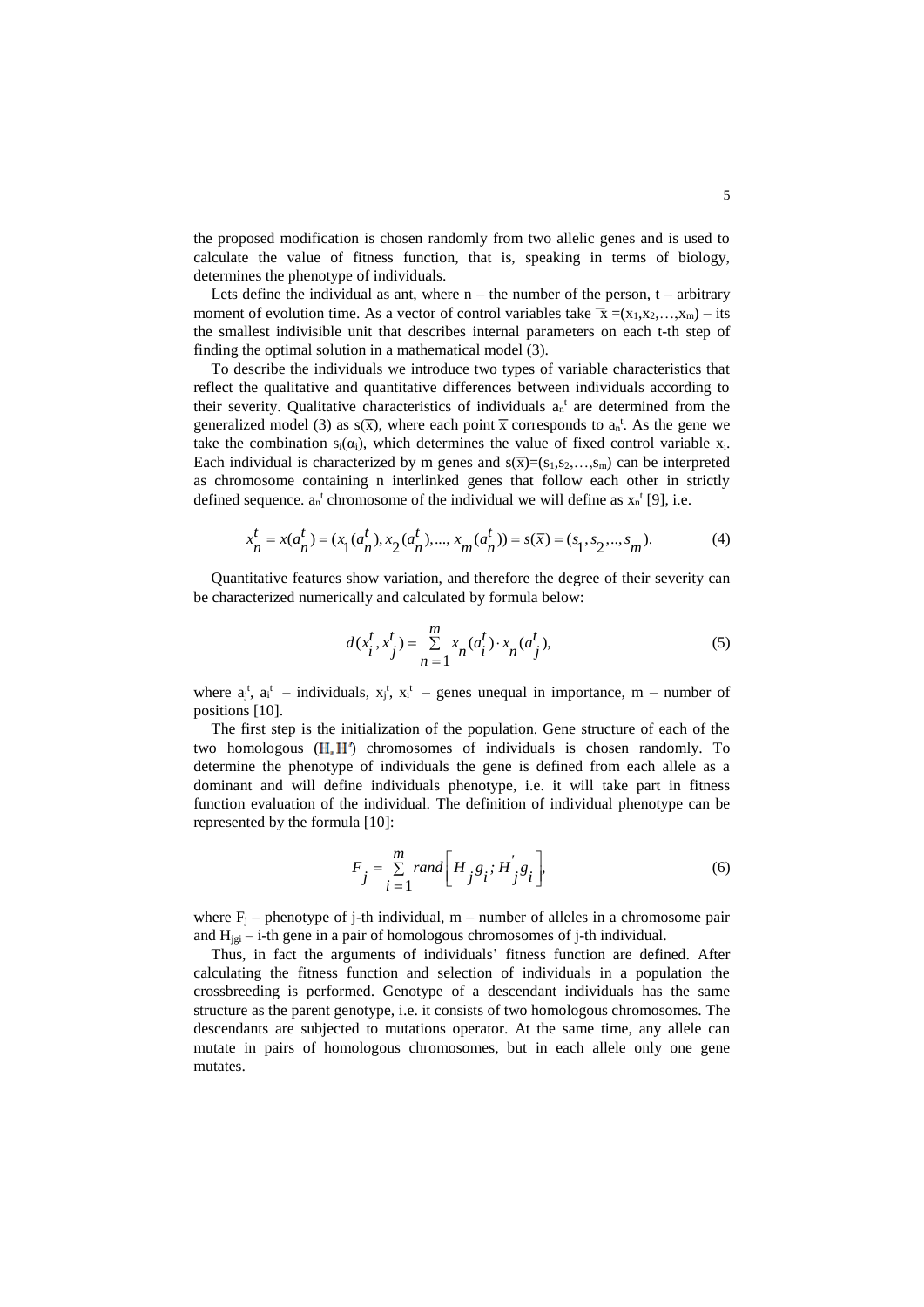the proposed modification is chosen randomly from two allelic genes and is used to calculate the value of fitness function, that is, speaking in terms of biology, determines the phenotype of individuals.

Lets define the individual as $a_n^t$, where n – the number of the person, t – arbitrary moment of evolution time. As a vector of control variables take $\overline{x} = (x_1, x_2, \ldots, x_m)$ – its the smallest indivisible unit that describes internal parameters on each t-th step of finding the optimal solution in a mathematical model (3).

To describe the individuals we introduce two types of variable characteristics that reflect the qualitative and quantitative differences between individuals according to their severity. Qualitative characteristics of individuals $a_n^t$ are determined from the generalized model (3) as $s(\overline{x})$, where each point $\overline{x}$ corresponds to $a_n^t$. As the gene we take the combination $s_i(\alpha_i)$, which determines the value of fixed control variable $x_i$. Each individual is characterized by m genes and $s(\overline{x}) = (s_1, s_2, \ldots, s_m)$ can be interpreted as chromosome containing n interlinked genes that follow each other in strictly defined sequence. $a_n^t$ chromosome of the individual we will define as $x_n^t$ [9], i.e.

$$x_n^t = x(a_n^t) = (x_1(a_n^t), x_2(a_n^t), \ldots, x_m(a_n^t)) = s(\overline{x}) = (s_1, s_2, \ldots, s_m). \tag{4}$$

Quantitative features show variation, and therefore the degree of their severity can be characterized numerically and calculated by formula below:

$$d(x_i^t, x_j^t) = \sum_{n=1}^{m} x_n(a_i^t) \cdot x_n(a_j^t), \tag{5}$$

where $a_j^t$, $a_i^t$ – individuals, $x_j^t$, $x_i^t$ – genes unequal in importance, m – number of positions [10].

The first step is the initialization of the population. Gene structure of each of the two homologous $(\mathbf{H}, \mathbf{H}')$ chromosomes of individuals is chosen randomly. To determine the phenotype of individuals the gene is defined from each allele as a dominant and will define individuals phenotype, i.e. it will take part in fitness function evaluation of the individual. The definition of individual phenotype can be represented by the formula [10]:

$$F_j = \sum_{i=1}^{m} rand\left[ H_j g_i ; H_j^{'} g_i \right], \tag{6}$$

where $F_j$ – phenotype of j-th individual, m – number of alleles in a chromosome pair and $H_{jgi}$ – i-th gene in a pair of homologous chromosomes of j-th individual.

Thus, in fact the arguments of individuals' fitness function are defined. After calculating the fitness function and selection of individuals in a population the crossbreeding is performed. Genotype of a descendant individuals has the same structure as the parent genotype, i.e. it consists of two homologous chromosomes. The descendants are subjected to mutations operator. At the same time, any allele can mutate in pairs of homologous chromosomes, but in each allele only one gene mutates.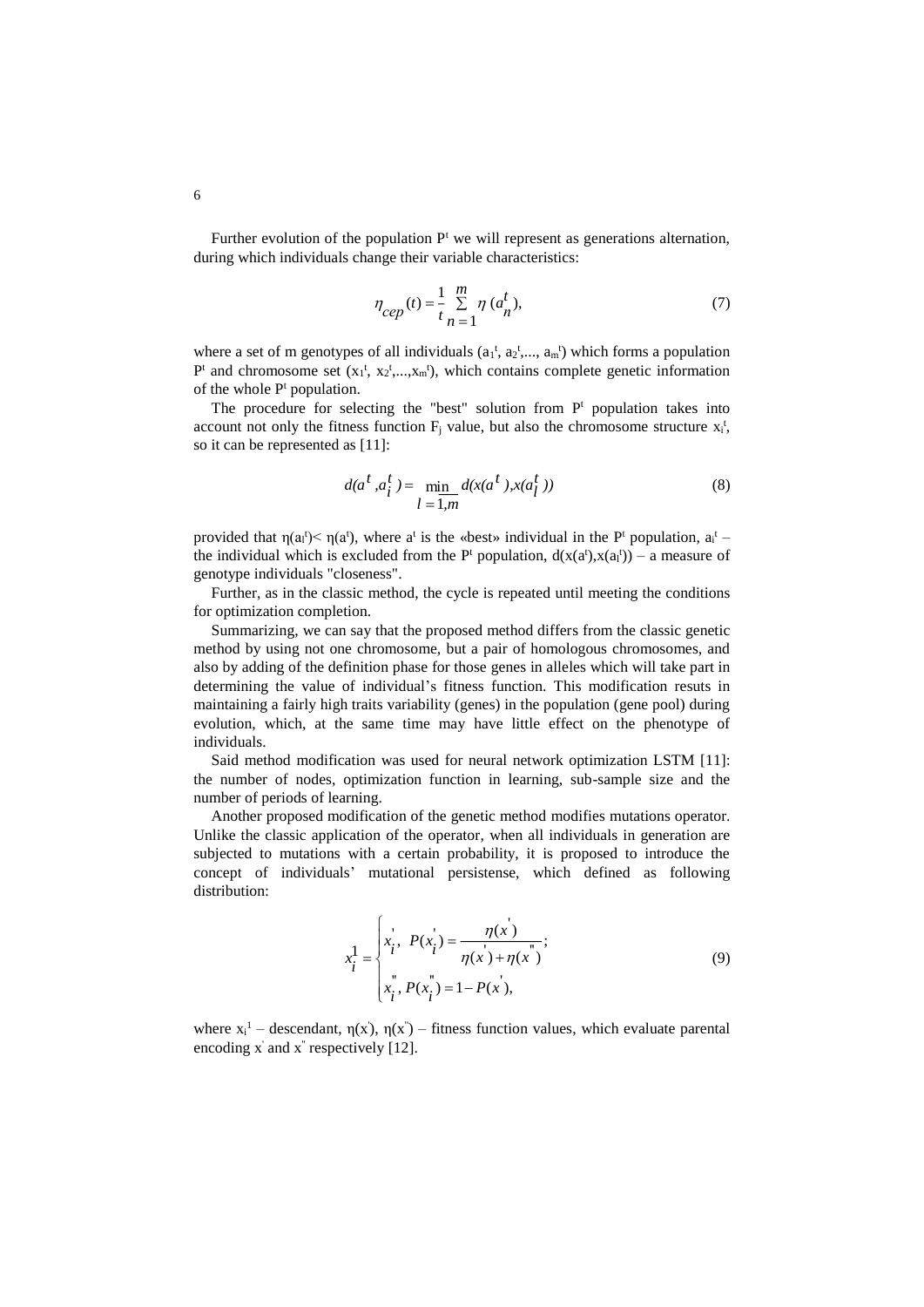Further evolution of the population $P^t$ we will represent as generations alternation, during which individuals change their variable characteristics:

$$\eta_{cep}(t) = \frac{1}{t} \sum_{n=1}^{m} \eta(a_n^t), \tag{7}$$

where a set of m genotypes of all individuals ($a_1^t$, $a_2^t$,..., $a_m^t$) which forms a population $P^t$ and chromosome set ($x_1^t$, $x_2^t$,...,$x_m^t$), which contains complete genetic information of the whole $P^t$ population.

The procedure for selecting the "best" solution from $P^t$ population takes into account not only the fitness function $F_j$ value, but also the chromosome structure $x_i^t$, so it can be represented as [11]:

$$d(a^t, a_i^t) = \min_{l=\overline{1,m}} d(x(a^t), x(a_l^t)) \tag{8}$$

provided that $\eta(a_l^t) < \eta(a^t)$, where $a^t$ is the «best» individual in the $P^t$ population, $a_i^t$ – the individual which is excluded from the $P^t$ population, $d(x(a^t),x(a_l^t))$ – a measure of genotype individuals "closeness".

Further, as in the classic method, the cycle is repeated until meeting the conditions for optimization completion.

Summarizing, we can say that the proposed method differs from the classic genetic method by using not one chromosome, but a pair of homologous chromosomes, and also by adding of the definition phase for those genes in alleles which will take part in determining the value of individual's fitness function. This modification resuts in maintaining a fairly high traits variability (genes) in the population (gene pool) during evolution, which, at the same time may have little effect on the phenotype of individuals.

Said method modification was used for neural network optimization LSTM [11]: the number of nodes, optimization function in learning, sub-sample size and the number of periods of learning.

Another proposed modification of the genetic method modifies mutations operator. Unlike the classic application of the operator, when all individuals in generation are subjected to mutations with a certain probability, it is proposed to introduce the concept of individuals' mutational persistense, which defined as following distribution:

$$x_i^1 = \begin{cases} x_i^{'}, \ P(x_i^{'}) = \dfrac{\eta(x^{'})}{\eta(x^{'}) + \eta(x^{''})}; \\ x_i^{''}, P(x_i^{''}) = 1 - P(x^{'}), \end{cases} \tag{9}$$

where $x_i^1$ – descendant, $\eta(x^{'})$, $\eta(x^{''})$ – fitness function values, which evaluate parental encoding $x^{'}$ and $x^{''}$ respectively [12].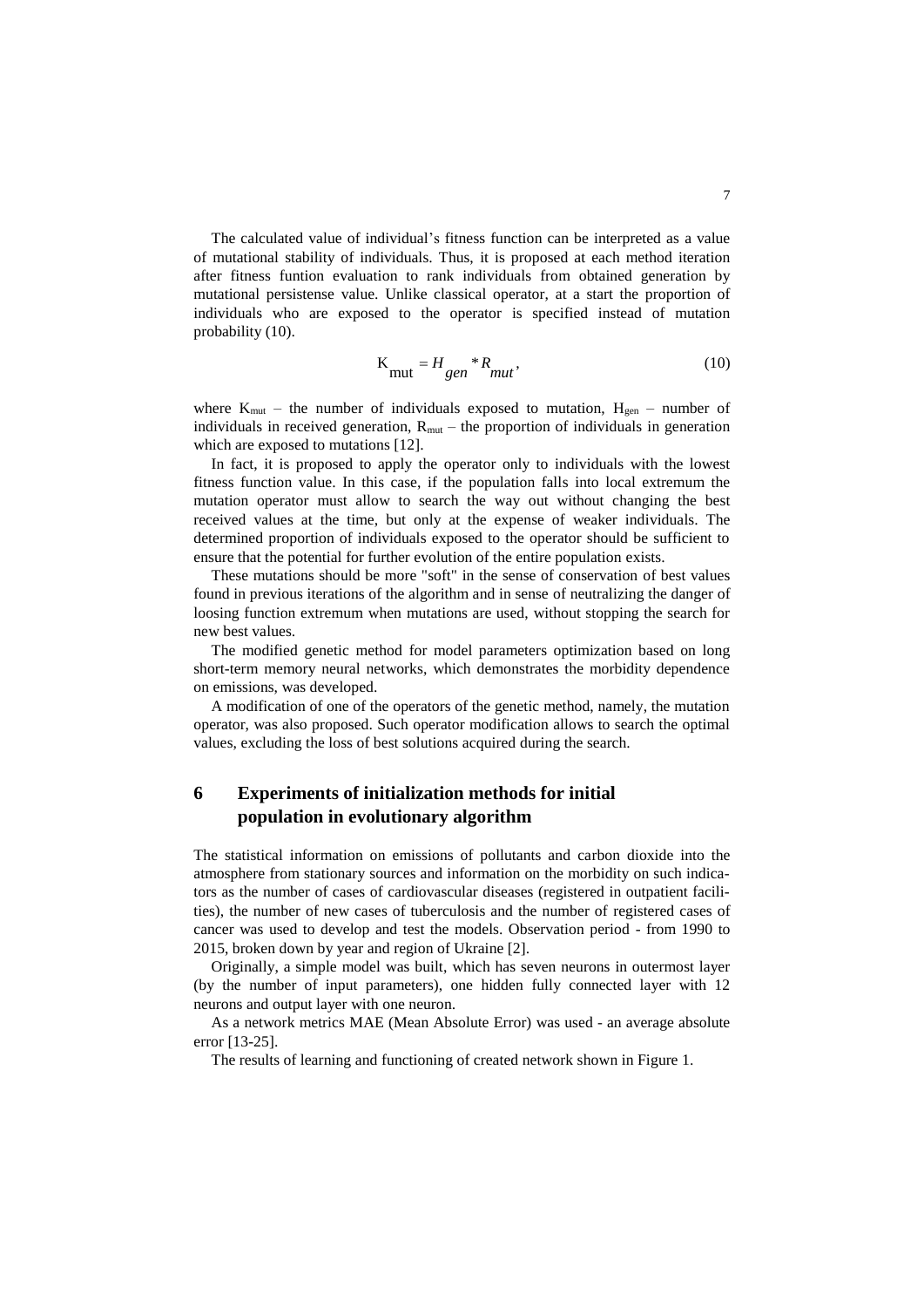The calculated value of individual's fitness function can be interpreted as a value of mutational stability of individuals. Thus, it is proposed at each method iteration after fitness funtion evaluation to rank individuals from obtained generation by mutational persistense value. Unlike classical operator, at a start the proportion of individuals who are exposed to the operator is specified instead of mutation probability (10).

$$K_{\text{mut}} = H_{gen} * R_{mut}, \tag{10}$$

where $K_{mut}$ – the number of individuals exposed to mutation, $H_{gen}$ – number of individuals in received generation, $R_{mut}$ – the proportion of individuals in generation which are exposed to mutations [12].

In fact, it is proposed to apply the operator only to individuals with the lowest fitness function value. In this case, if the population falls into local extremum the mutation operator must allow to search the way out without changing the best received values at the time, but only at the expense of weaker individuals. The determined proportion of individuals exposed to the operator should be sufficient to ensure that the potential for further evolution of the entire population exists.

These mutations should be more "soft" in the sense of conservation of best values found in previous iterations of the algorithm and in sense of neutralizing the danger of loosing function extremum when mutations are used, without stopping the search for new best values.

The modified genetic method for model parameters optimization based on long short-term memory neural networks, which demonstrates the morbidity dependence on emissions, was developed.

A modification of one of the operators of the genetic method, namely, the mutation operator, was also proposed. Such operator modification allows to search the optimal values, excluding the loss of best solutions acquired during the search.

## 6 Experiments of initialization methods for initial population in evolutionary algorithm

The statistical information on emissions of pollutants and carbon dioxide into the atmosphere from stationary sources and information on the morbidity on such indicators as the number of cases of cardiovascular diseases (registered in outpatient facilities), the number of new cases of tuberculosis and the number of registered cases of cancer was used to develop and test the models. Observation period - from 1990 to 2015, broken down by year and region of Ukraine [2].

Originally, a simple model was built, which has seven neurons in outermost layer (by the number of input parameters), one hidden fully connected layer with 12 neurons and output layer with one neuron.

As a network metrics MAE (Mean Absolute Error) was used - an average absolute error [13-25].

The results of learning and functioning of created network shown in Figure 1.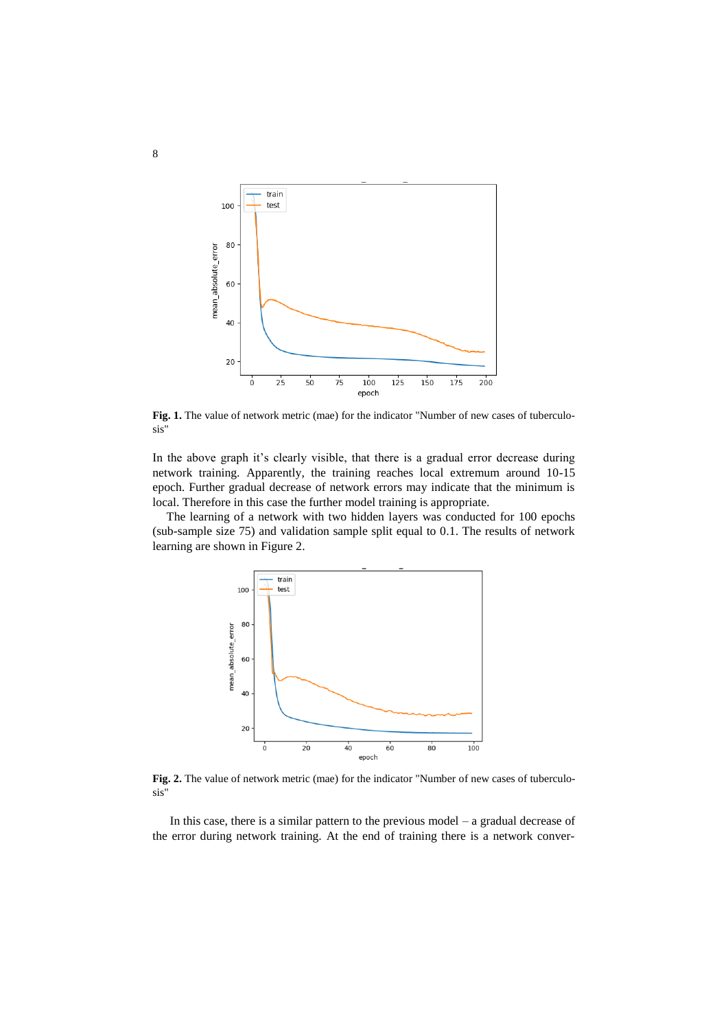**Fig. 1.** The value of network metric (mae) for the indicator "Number of new cases of tuberculosis"

In the above graph it's clearly visible, that there is a gradual error decrease during network training. Apparently, the training reaches local extremum around 10-15 epoch. Further gradual decrease of network errors may indicate that the minimum is local. Therefore in this case the further model training is appropriate.

The learning of a network with two hidden layers was conducted for 100 epochs (sub-sample size 75) and validation sample split equal to 0.1. The results of network learning are shown in Figure 2.

**Fig. 2.** The value of network metric (mae) for the indicator "Number of new cases of tuberculosis"

In this case, there is a similar pattern to the previous model – a gradual decrease of the error during network training. At the end of training there is a network conver-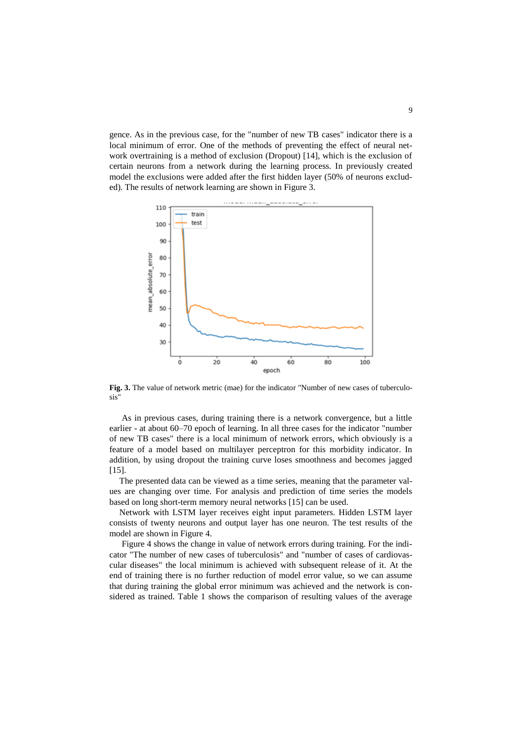gence. As in the previous case, for the "number of new TB cases" indicator there is a local minimum of error. One of the methods of preventing the effect of neural network overtraining is a method of exclusion (Dropout) [14], which is the exclusion of certain neurons from a network during the learning process. In previously created model the exclusions were added after the first hidden layer (50% of neurons excluded). The results of network learning are shown in Figure 3.

**Fig. 3.** The value of network metric (mae) for the indicator "Number of new cases of tuberculosis"

As in previous cases, during training there is a network convergence, but a little earlier - at about 60–70 epoch of learning. In all three cases for the indicator "number of new TB cases" there is a local minimum of network errors, which obviously is a feature of a model based on multilayer perceptron for this morbidity indicator. In addition, by using dropout the training curve loses smoothness and becomes jagged [15].

The presented data can be viewed as a time series, meaning that the parameter values are changing over time. For analysis and prediction of time series the models based on long short-term memory neural networks [15] can be used.

Network with LSTM layer receives eight input parameters. Hidden LSTM layer consists of twenty neurons and output layer has one neuron. The test results of the model are shown in Figure 4.

Figure 4 shows the change in value of network errors during training. For the indicator "The number of new cases of tuberculosis" and "number of cases of cardiovascular diseases" the local minimum is achieved with subsequent release of it. At the end of training there is no further reduction of model error value, so we can assume that during training the global error minimum was achieved and the network is considered as trained. Table 1 shows the comparison of resulting values of the average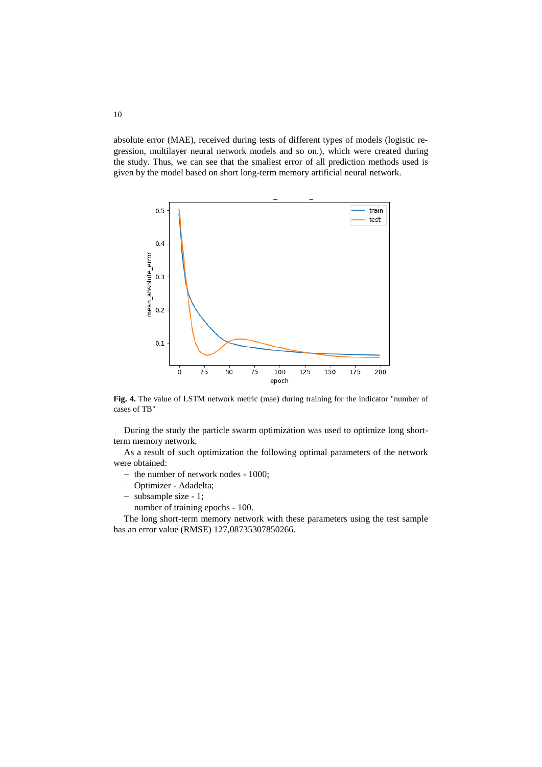absolute error (MAE), received during tests of different types of models (logistic regression, multilayer neural network models and so on.), which were created during the study. Thus, we can see that the smallest error of all prediction methods used is given by the model based on short long-term memory artificial neural network.

**Fig. 4.** The value of LSTM network metric (mae) during training for the indicator "number of cases of TB"

During the study the particle swarm optimization was used to optimize long short-term memory network.

As a result of such optimization the following optimal parameters of the network were obtained:

- the number of network nodes - 1000;
- Optimizer - Adadelta;
- subsample size - 1;
- number of training epochs - 100.

The long short-term memory network with these parameters using the test sample has an error value (RMSE) 127,08735307850266.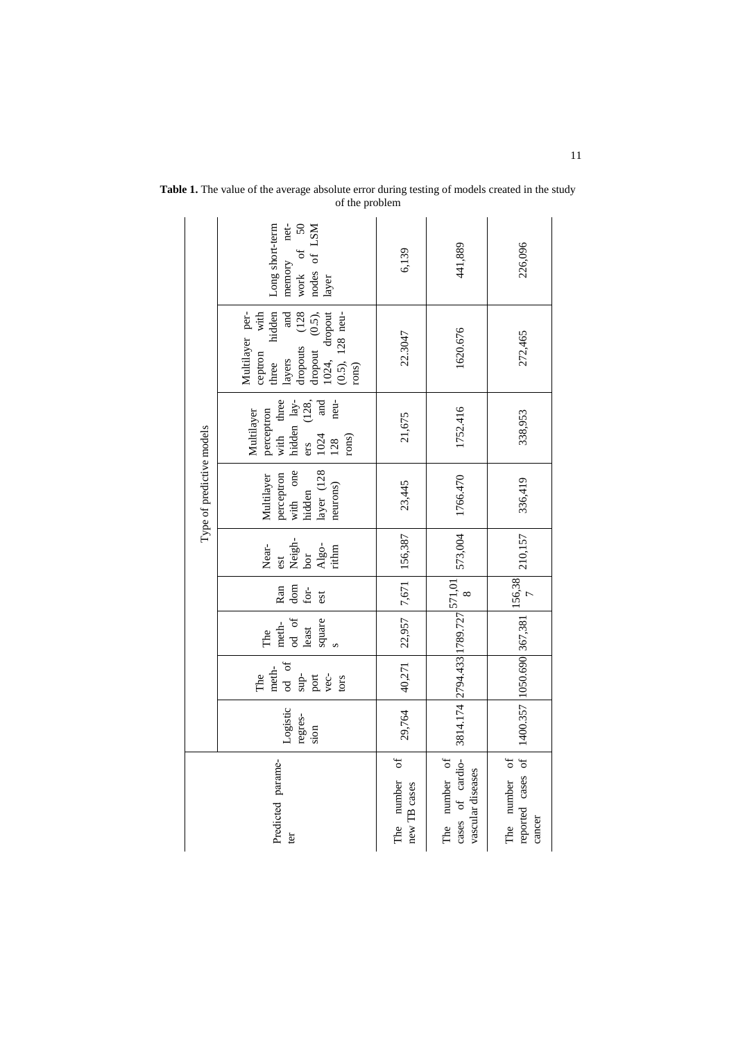**Table 1.** The value of the average absolute error during testing of models created in the study of the problem

| Predicted parameter | Type of predictive models | | | | | | | | |
|---|---|---|---|---|---|---|---|---|---|
| | Logistic regression | The method of support vectors | The method of least squares | Random forest | Nearest Neighbor Algorithm | Multilayer perceptron with one hidden layer (128 neurons) | Multilayer perceptron with three hidden layers (128, 1024 and 128 neurons) | Multilayer perceptron with three hidden layers and dropouts (128 dropout (0.5), 1024, dropout (0.5), 128 neurons) | Long short-term memory network of 50 nodes of LSM layer |
| The number of new TB cases | 29,764 | 40,271 | 22,957 | 7,671 | 156,387 | 23,445 | 21,675 | 22.3047 | 6,139 |
| The number of cases of cardiovascular diseases | 3814.174 | 2794.433 | 1789.727 | 571,018 | 573,004 | 1766.470 | 1752.416 | 1620.676 | 441,889 |
| The number of reported cases of cancer | 1400.357 | 1050.690 | 367,381 | 156,387 | 210,157 | 336,419 | 338,953 | 272,465 | 226,096 |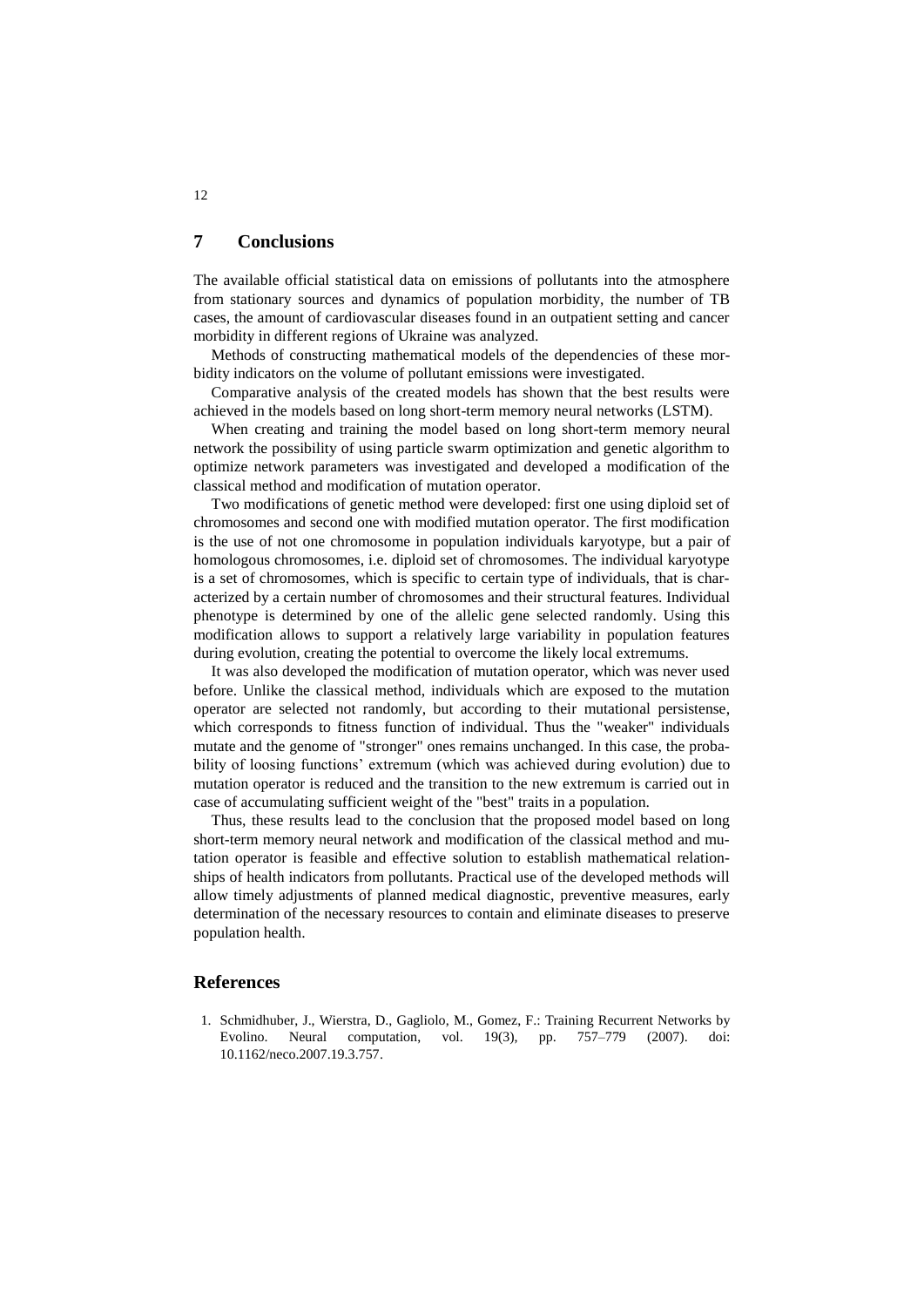## 7 Conclusions

The available official statistical data on emissions of pollutants into the atmosphere from stationary sources and dynamics of population morbidity, the number of TB cases, the amount of cardiovascular diseases found in an outpatient setting and cancer morbidity in different regions of Ukraine was analyzed.

Methods of constructing mathematical models of the dependencies of these morbidity indicators on the volume of pollutant emissions were investigated.

Comparative analysis of the created models has shown that the best results were achieved in the models based on long short-term memory neural networks (LSTM).

When creating and training the model based on long short-term memory neural network the possibility of using particle swarm optimization and genetic algorithm to optimize network parameters was investigated and developed a modification of the classical method and modification of mutation operator.

Two modifications of genetic method were developed: first one using diploid set of chromosomes and second one with modified mutation operator. The first modification is the use of not one chromosome in population individuals karyotype, but a pair of homologous chromosomes, i.e. diploid set of chromosomes. The individual karyotype is a set of chromosomes, which is specific to certain type of individuals, that is characterized by a certain number of chromosomes and their structural features. Individual phenotype is determined by one of the allelic gene selected randomly. Using this modification allows to support a relatively large variability in population features during evolution, creating the potential to overcome the likely local extremums.

It was also developed the modification of mutation operator, which was never used before. Unlike the classical method, individuals which are exposed to the mutation operator are selected not randomly, but according to their mutational persistense, which corresponds to fitness function of individual. Thus the "weaker" individuals mutate and the genome of "stronger" ones remains unchanged. In this case, the probability of loosing functions' extremum (which was achieved during evolution) due to mutation operator is reduced and the transition to the new extremum is carried out in case of accumulating sufficient weight of the "best" traits in a population.

Thus, these results lead to the conclusion that the proposed model based on long short-term memory neural network and modification of the classical method and mutation operator is feasible and effective solution to establish mathematical relationships of health indicators from pollutants. Practical use of the developed methods will allow timely adjustments of planned medical diagnostic, preventive measures, early determination of the necessary resources to contain and eliminate diseases to preserve population health.

## References

1. Schmidhuber, J., Wierstra, D., Gagliolo, M., Gomez, F.: Training Recurrent Networks by Evolino. Neural computation, vol. 19(3), pp. 757–779 (2007). doi: 10.1162/neco.2007.19.3.757.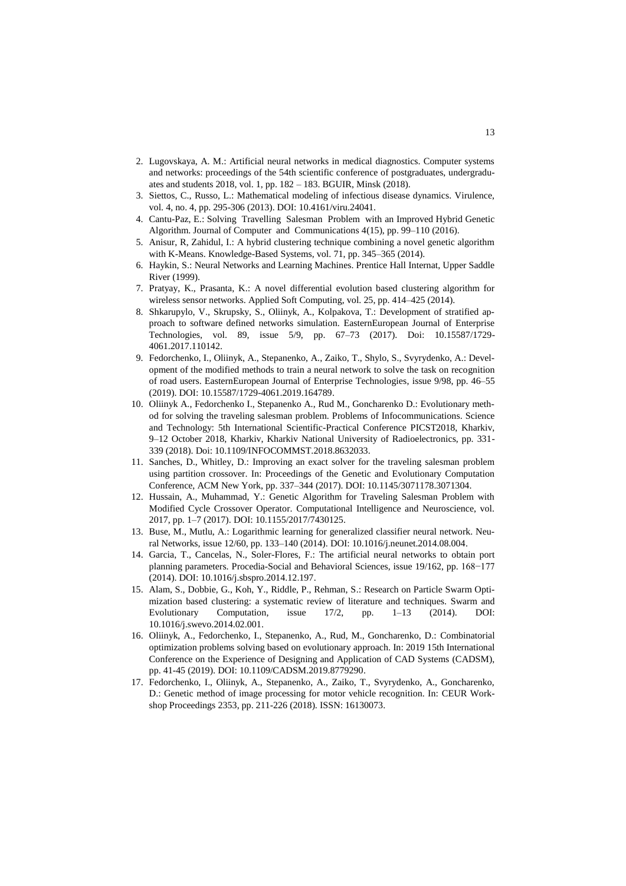2. Lugovskaya, A. M.: Artificial neural networks in medical diagnostics. Computer systems and networks: proceedings of the 54th scientific conference of postgraduates, undergraduates and students 2018, vol. 1, pp. 182 – 183. BGUIR, Minsk (2018).
3. Siettos, C., Russo, L.: Mathematical modeling of infectious disease dynamics. Virulence, vol. 4, no. 4, pp. 295-306 (2013). DOI: 10.4161/viru.24041.
4. Cantu-Paz, E.: Solving Travelling Salesman Problem with an Improved Hybrid Genetic Algorithm. Journal of Computer and Communications 4(15), pp. 99–110 (2016).
5. Anisur, R, Zahidul, I.: A hybrid clustering technique combining a novel genetic algorithm with K-Means. Knowledge-Based Systems, vol. 71, pp. 345–365 (2014).
6. Haykin, S.: Neural Networks and Learning Machines. Prentice Hall Internat, Upper Saddle River (1999).
7. Pratyay, K., Prasanta, K.: A novel differential evolution based clustering algorithm for wireless sensor networks. Applied Soft Computing, vol. 25, pp. 414–425 (2014).
8. Shkarupylo, V., Skrupsky, S., Oliinyk, A., Kolpakova, T.: Development of stratified approach to software defined networks simulation. EasternEuropean Journal of Enterprise Technologies, vol. 89, issue 5/9, pp. 67–73 (2017). Doi: 10.15587/1729-4061.2017.110142.
9. Fedorchenko, I., Oliinyk, A., Stepanenko, A., Zaiko, T., Shylo, S., Svyrydenko, A.: Development of the modified methods to train a neural network to solve the task on recognition of road users. EasternEuropean Journal of Enterprise Technologies, issue 9/98, pp. 46–55 (2019). DOI: 10.15587/1729-4061.2019.164789.
10. Oliinyk A., Fedorchenko I., Stepanenko A., Rud M., Goncharenko D.: Evolutionary method for solving the traveling salesman problem. Problems of Infocommunications. Science and Technology: 5th International Scientific-Practical Conference PICST2018, Kharkiv, 9–12 October 2018, Kharkiv, Kharkiv National University of Radioelectronics, pp. 331-339 (2018). Doi: 10.1109/INFOCOMMST.2018.8632033.
11. Sanches, D., Whitley, D.: Improving an exact solver for the traveling salesman problem using partition crossover. In: Proceedings of the Genetic and Evolutionary Computation Conference, ACM New York, pp. 337–344 (2017). DOI: 10.1145/3071178.3071304.
12. Hussain, A., Muhammad, Y.: Genetic Algorithm for Traveling Salesman Problem with Modified Cycle Crossover Operator. Computational Intelligence and Neuroscience, vol. 2017, pp. 1–7 (2017). DOI: 10.1155/2017/7430125.
13. Buse, M., Mutlu, A.: Logarithmic learning for generalized classifier neural network. Neural Networks, issue 12/60, pp. 133–140 (2014). DOI: 10.1016/j.neunet.2014.08.004.
14. Garcia, T., Cancelas, N., Soler-Flores, F.: The artificial neural networks to obtain port planning parameters. Procedia-Social and Behavioral Sciences, issue 19/162, pp. 168−177 (2014). DOI: 10.1016/j.sbspro.2014.12.197.
15. Alam, S., Dobbie, G., Koh, Y., Riddle, P., Rehman, S.: Research on Particle Swarm Optimization based clustering: a systematic review of literature and techniques. Swarm and Evolutionary Computation, issue 17/2, pp. 1–13 (2014). DOI: 10.1016/j.swevo.2014.02.001.
16. Oliinyk, A., Fedorchenko, I., Stepanenko, A., Rud, M., Goncharenko, D.: Combinatorial optimization problems solving based on evolutionary approach. In: 2019 15th International Conference on the Experience of Designing and Application of CAD Systems (CADSM), pp. 41-45 (2019). DOI: 10.1109/CADSM.2019.8779290.
17. Fedorchenko, I., Oliinyk, A., Stepanenko, A., Zaiko, T., Svyrydenko, A., Goncharenko, D.: Genetic method of image processing for motor vehicle recognition. In: CEUR Workshop Proceedings 2353, pp. 211-226 (2018). ISSN: 16130073.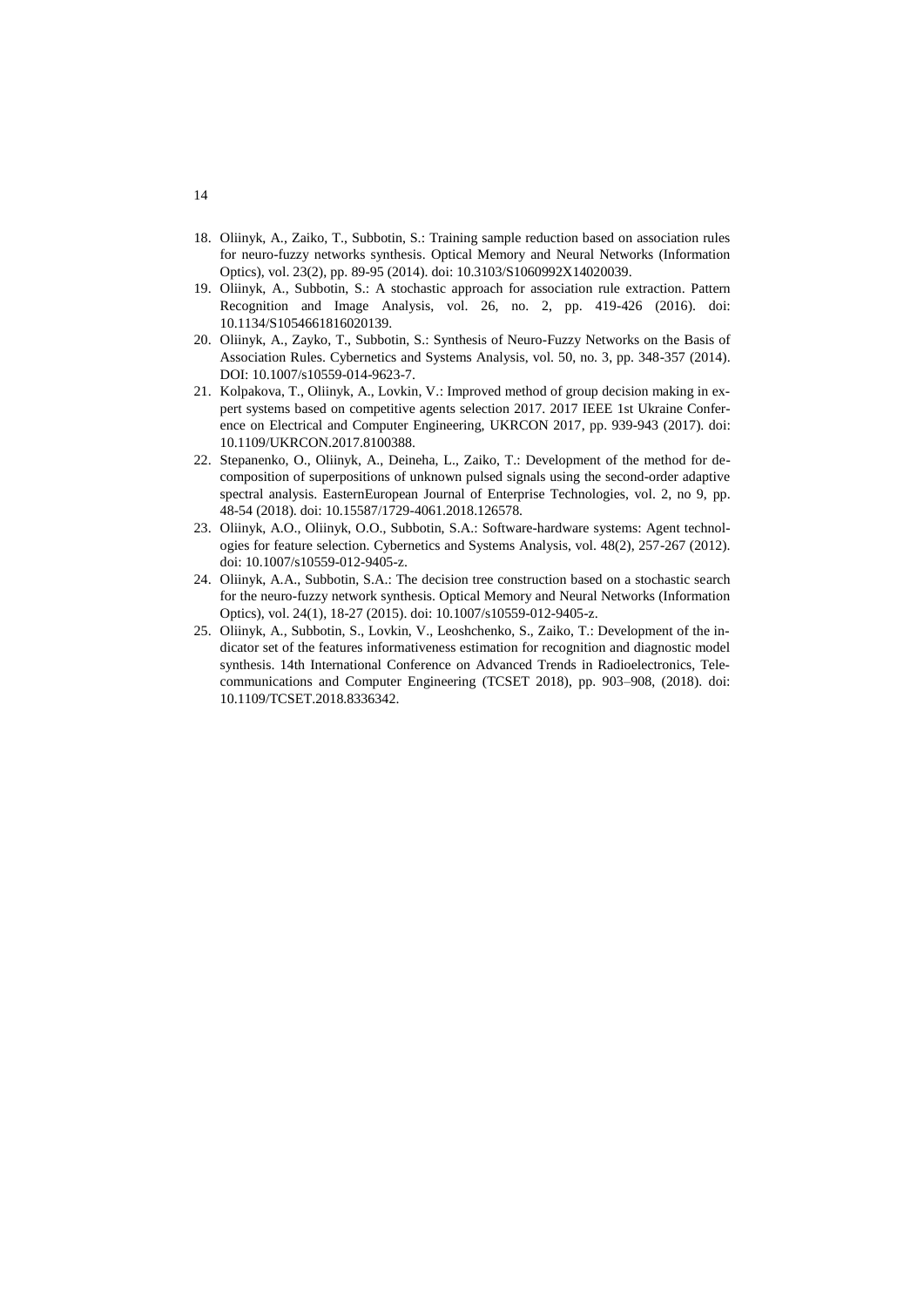18. Oliinyk, A., Zaiko, T., Subbotin, S.: Training sample reduction based on association rules for neuro-fuzzy networks synthesis. Optical Memory and Neural Networks (Information Optics), vol. 23(2), pp. 89-95 (2014). doi: 10.3103/S1060992X14020039.
19. Oliinyk, A., Subbotin, S.: A stochastic approach for association rule extraction. Pattern Recognition and Image Analysis, vol. 26, no. 2, pp. 419-426 (2016). doi: 10.1134/S1054661816020139.
20. Oliinyk, A., Zayko, T., Subbotin, S.: Synthesis of Neuro-Fuzzy Networks on the Basis of Association Rules. Cybernetics and Systems Analysis, vol. 50, no. 3, pp. 348-357 (2014). DOI: 10.1007/s10559-014-9623-7.
21. Kolpakova, T., Oliinyk, A., Lovkin, V.: Improved method of group decision making in expert systems based on competitive agents selection 2017. 2017 IEEE 1st Ukraine Conference on Electrical and Computer Engineering, UKRCON 2017, pp. 939-943 (2017). doi: 10.1109/UKRCON.2017.8100388.
22. Stepanenko, O., Oliinyk, A., Deineha, L., Zaiko, T.: Development of the method for decomposition of superpositions of unknown pulsed signals using the second-order adaptive spectral analysis. EasternEuropean Journal of Enterprise Technologies, vol. 2, no 9, pp. 48-54 (2018). doi: 10.15587/1729-4061.2018.126578.
23. Oliinyk, A.O., Oliinyk, O.O., Subbotin, S.A.: Software-hardware systems: Agent technologies for feature selection. Cybernetics and Systems Analysis, vol. 48(2), 257-267 (2012). doi: 10.1007/s10559-012-9405-z.
24. Oliinyk, A.A., Subbotin, S.A.: The decision tree construction based on a stochastic search for the neuro-fuzzy network synthesis. Optical Memory and Neural Networks (Information Optics), vol. 24(1), 18-27 (2015). doi: 10.1007/s10559-012-9405-z.
25. Oliinyk, A., Subbotin, S., Lovkin, V., Leoshchenko, S., Zaiko, T.: Development of the indicator set of the features informativeness estimation for recognition and diagnostic model synthesis. 14th International Conference on Advanced Trends in Radioelectronics, Telecommunications and Computer Engineering (TCSET 2018), pp. 903–908, (2018). doi: 10.1109/TCSET.2018.8336342.